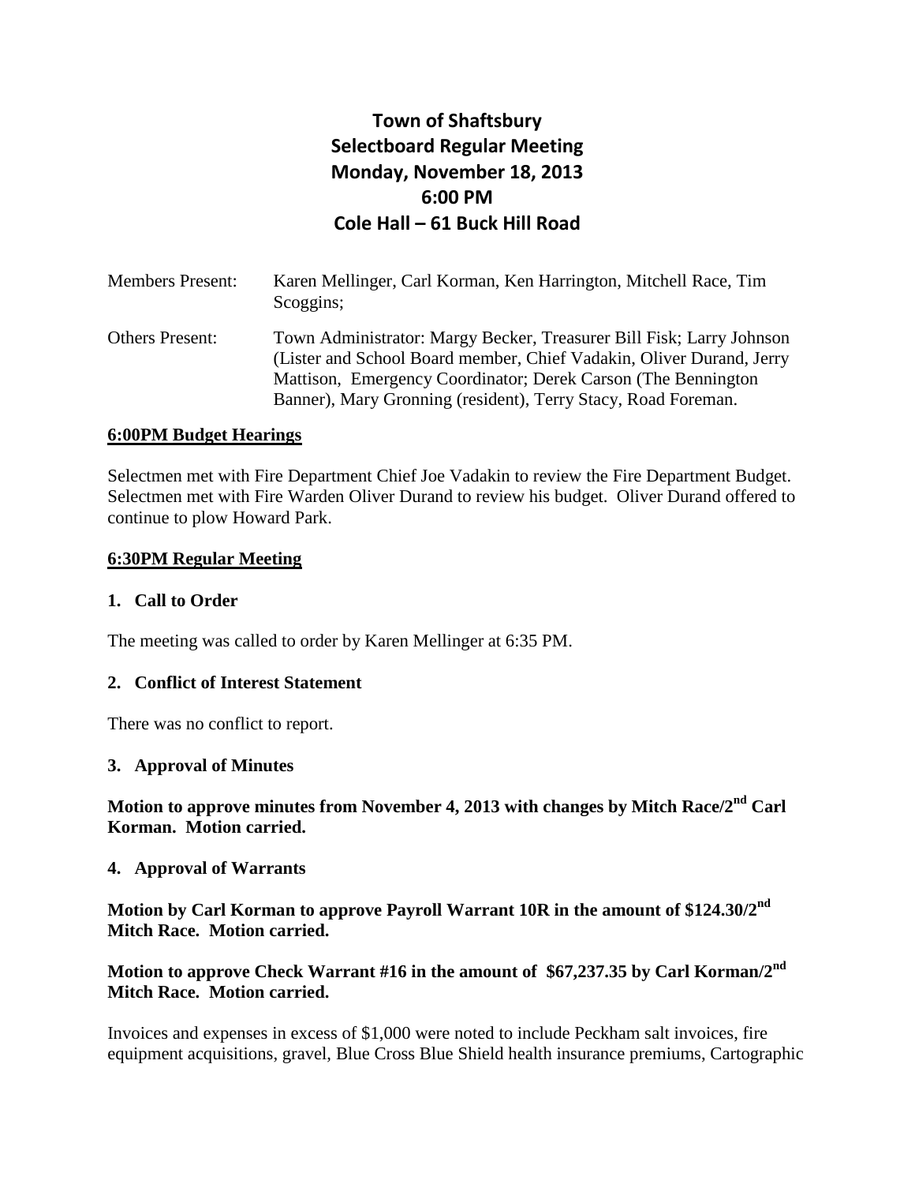# Town of Shaftsbury
# Selectboard Regular Meeting
# Monday, November 18, 2013
# 6:00 PM
# Cole Hall – 61 Buck Hill Road

Members Present: Karen Mellinger, Carl Korman, Ken Harrington, Mitchell Race, Tim Scoggins;

Others Present: Town Administrator: Margy Becker, Treasurer Bill Fisk; Larry Johnson (Lister and School Board member, Chief Vadakin, Oliver Durand, Jerry Mattison, Emergency Coordinator; Derek Carson (The Bennington Banner), Mary Gronning (resident), Terry Stacy, Road Foreman.

**6:00PM Budget Hearings**

Selectmen met with Fire Department Chief Joe Vadakin to review the Fire Department Budget. Selectmen met with Fire Warden Oliver Durand to review his budget. Oliver Durand offered to continue to plow Howard Park.

**6:30PM Regular Meeting**

### 1. Call to Order

The meeting was called to order by Karen Mellinger at 6:35 PM.

### 2. Conflict of Interest Statement

There was no conflict to report.

### 3. Approval of Minutes

**Motion to approve minutes from November 4, 2013 with changes by Mitch Race/2nd Carl Korman. Motion carried.**

### 4. Approval of Warrants

**Motion by Carl Korman to approve Payroll Warrant 10R in the amount of $124.30/2nd Mitch Race. Motion carried.**

**Motion to approve Check Warrant #16 in the amount of $67,237.35 by Carl Korman/2nd Mitch Race. Motion carried.**

Invoices and expenses in excess of $1,000 were noted to include Peckham salt invoices, fire equipment acquisitions, gravel, Blue Cross Blue Shield health insurance premiums, Cartographic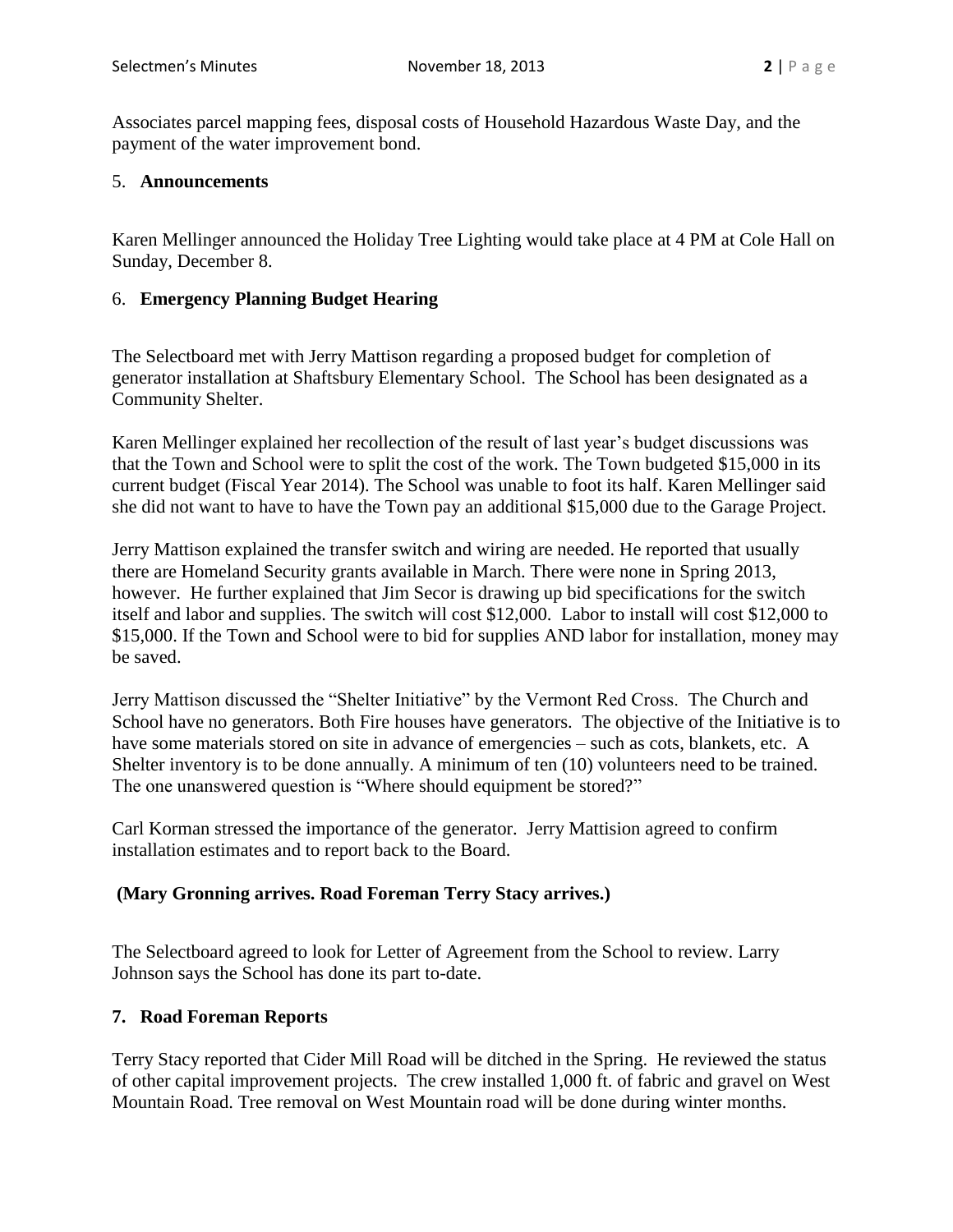Associates parcel mapping fees, disposal costs of Household Hazardous Waste Day, and the payment of the water improvement bond.

5. **Announcements**

Karen Mellinger announced the Holiday Tree Lighting would take place at 4 PM at Cole Hall on Sunday, December 8.

6. **Emergency Planning Budget Hearing**

The Selectboard met with Jerry Mattison regarding a proposed budget for completion of generator installation at Shaftsbury Elementary School. The School has been designated as a Community Shelter.

Karen Mellinger explained her recollection of the result of last year's budget discussions was that the Town and School were to split the cost of the work. The Town budgeted $15,000 in its current budget (Fiscal Year 2014). The School was unable to foot its half. Karen Mellinger said she did not want to have to have the Town pay an additional $15,000 due to the Garage Project.

Jerry Mattison explained the transfer switch and wiring are needed. He reported that usually there are Homeland Security grants available in March. There were none in Spring 2013, however. He further explained that Jim Secor is drawing up bid specifications for the switch itself and labor and supplies. The switch will cost $12,000. Labor to install will cost $12,000 to $15,000. If the Town and School were to bid for supplies AND labor for installation, money may be saved.

Jerry Mattison discussed the "Shelter Initiative" by the Vermont Red Cross. The Church and School have no generators. Both Fire houses have generators. The objective of the Initiative is to have some materials stored on site in advance of emergencies – such as cots, blankets, etc. A Shelter inventory is to be done annually. A minimum of ten (10) volunteers need to be trained. The one unanswered question is "Where should equipment be stored?"

Carl Korman stressed the importance of the generator. Jerry Mattision agreed to confirm installation estimates and to report back to the Board.

**(Mary Gronning arrives. Road Foreman Terry Stacy arrives.)**

The Selectboard agreed to look for Letter of Agreement from the School to review. Larry Johnson says the School has done its part to-date.

**7. Road Foreman Reports**

Terry Stacy reported that Cider Mill Road will be ditched in the Spring. He reviewed the status of other capital improvement projects. The crew installed 1,000 ft. of fabric and gravel on West Mountain Road. Tree removal on West Mountain road will be done during winter months.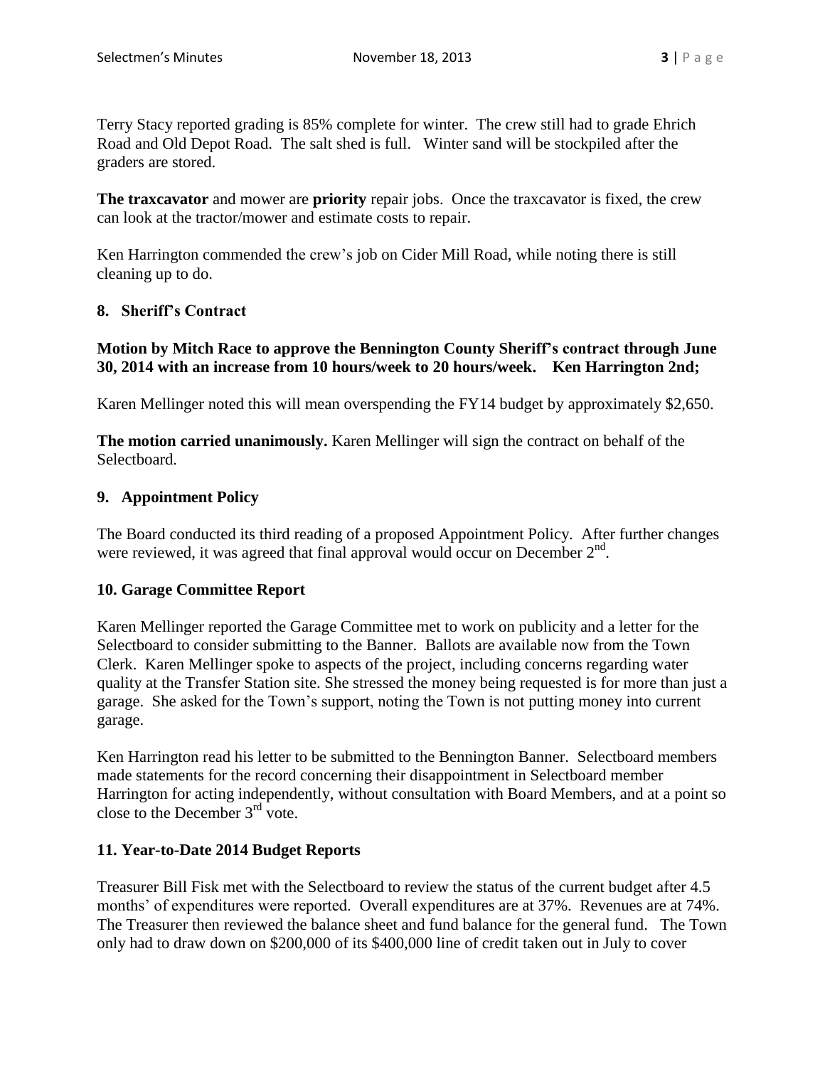Terry Stacy reported grading is 85% complete for winter. The crew still had to grade Ehrich Road and Old Depot Road. The salt shed is full. Winter sand will be stockpiled after the graders are stored.

**The traxcavator** and mower are **priority** repair jobs. Once the traxcavator is fixed, the crew can look at the tractor/mower and estimate costs to repair.

Ken Harrington commended the crew's job on Cider Mill Road, while noting there is still cleaning up to do.

## 8. Sheriff's Contract

**Motion by Mitch Race to approve the Bennington County Sheriff's contract through June 30, 2014 with an increase from 10 hours/week to 20 hours/week. Ken Harrington 2nd;**

Karen Mellinger noted this will mean overspending the FY14 budget by approximately $2,650.

**The motion carried unanimously.** Karen Mellinger will sign the contract on behalf of the Selectboard.

## 9. Appointment Policy

The Board conducted its third reading of a proposed Appointment Policy. After further changes were reviewed, it was agreed that final approval would occur on December 2nd.

## 10. Garage Committee Report

Karen Mellinger reported the Garage Committee met to work on publicity and a letter for the Selectboard to consider submitting to the Banner. Ballots are available now from the Town Clerk. Karen Mellinger spoke to aspects of the project, including concerns regarding water quality at the Transfer Station site. She stressed the money being requested is for more than just a garage. She asked for the Town's support, noting the Town is not putting money into current garage.

Ken Harrington read his letter to be submitted to the Bennington Banner. Selectboard members made statements for the record concerning their disappointment in Selectboard member Harrington for acting independently, without consultation with Board Members, and at a point so close to the December 3rd vote.

## 11. Year-to-Date 2014 Budget Reports

Treasurer Bill Fisk met with the Selectboard to review the status of the current budget after 4.5 months' of expenditures were reported. Overall expenditures are at 37%. Revenues are at 74%. The Treasurer then reviewed the balance sheet and fund balance for the general fund. The Town only had to draw down on $200,000 of its $400,000 line of credit taken out in July to cover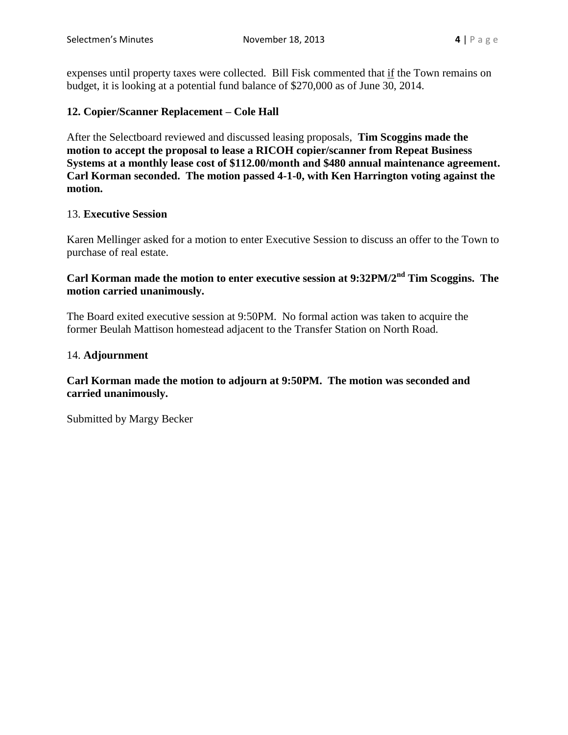expenses until property taxes were collected. Bill Fisk commented that if the Town remains on budget, it is looking at a potential fund balance of $270,000 as of June 30, 2014.

**12. Copier/Scanner Replacement – Cole Hall**

After the Selectboard reviewed and discussed leasing proposals, **Tim Scoggins made the motion to accept the proposal to lease a RICOH copier/scanner from Repeat Business Systems at a monthly lease cost of $112.00/month and $480 annual maintenance agreement. Carl Korman seconded. The motion passed 4-1-0, with Ken Harrington voting against the motion.**

13. **Executive Session**

Karen Mellinger asked for a motion to enter Executive Session to discuss an offer to the Town to purchase of real estate.

**Carl Korman made the motion to enter executive session at 9:32PM/2nd Tim Scoggins. The motion carried unanimously.**

The Board exited executive session at 9:50PM. No formal action was taken to acquire the former Beulah Mattison homestead adjacent to the Transfer Station on North Road.

14. **Adjournment**

**Carl Korman made the motion to adjourn at 9:50PM. The motion was seconded and carried unanimously.**

Submitted by Margy Becker